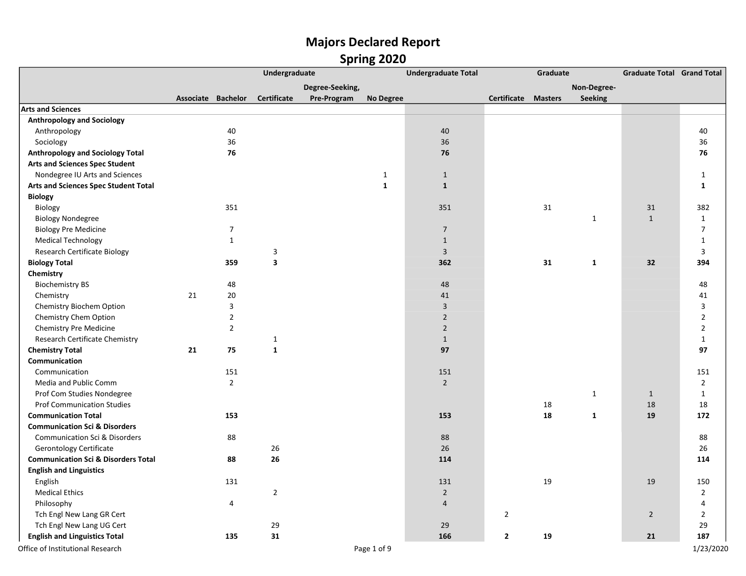# Majors Declared Report
## Spring 2020

| | Undergraduate | | | | | Undergraduate Total | Graduate | | | Graduate Total | Grand Total |
|---|---|---|---|---|---|---|---|---|---|---|---|
| | Associate | Bachelor | Certificate | Degree-Seeking, Pre-Program | No Degree | | Certificate | Masters | Non-Degree-Seeking | | |
| **Arts and Sciences** | | | | | | | | | | | |
| **Anthropology and Sociology** | | | | | | | | | | | |
| Anthropology | | 40 | | | | 40 | | | | | 40 |
| Sociology | | 36 | | | | 36 | | | | | 36 |
| **Anthropology and Sociology Total** | | **76** | | | | **76** | | | | | **76** |
| **Arts and Sciences Spec Student** | | | | | | | | | | | |
| Nondegree IU Arts and Sciences | | | | | 1 | 1 | | | | | 1 |
| **Arts and Sciences Spec Student Total** | | | | | **1** | **1** | | | | | **1** |
| **Biology** | | | | | | | | | | | |
| Biology | | 351 | | | | 351 | | 31 | | 31 | 382 |
| Biology Nondegree | | | | | | | | | 1 | 1 | 1 |
| Biology Pre Medicine | | 7 | | | | 7 | | | | | 7 |
| Medical Technology | | 1 | | | | 1 | | | | | 1 |
| Research Certificate Biology | | | 3 | | | 3 | | | | | 3 |
| **Biology Total** | | **359** | **3** | | | **362** | | **31** | **1** | **32** | **394** |
| **Chemistry** | | | | | | | | | | | |
| Biochemistry BS | | 48 | | | | 48 | | | | | 48 |
| Chemistry | 21 | 20 | | | | 41 | | | | | 41 |
| Chemistry Biochem Option | | 3 | | | | 3 | | | | | 3 |
| Chemistry Chem Option | | 2 | | | | 2 | | | | | 2 |
| Chemistry Pre Medicine | | 2 | | | | 2 | | | | | 2 |
| Research Certificate Chemistry | | | 1 | | | 1 | | | | | 1 |
| **Chemistry Total** | **21** | **75** | **1** | | | **97** | | | | | **97** |
| **Communication** | | | | | | | | | | | |
| Communication | | 151 | | | | 151 | | | | | 151 |
| Media and Public Comm | | 2 | | | | 2 | | | | | 2 |
| Prof Com Studies Nondegree | | | | | | | | | 1 | 1 | 1 |
| Prof Communication Studies | | | | | | | | 18 | | 18 | 18 |
| **Communication Total** | | **153** | | | | **153** | | **18** | **1** | **19** | **172** |
| **Communication Sci & Disorders** | | | | | | | | | | | |
| Communication Sci & Disorders | | 88 | | | | 88 | | | | | 88 |
| Gerontology Certificate | | | 26 | | | 26 | | | | | 26 |
| **Communication Sci & Disorders Total** | | **88** | **26** | | | **114** | | | | | **114** |
| **English and Linguistics** | | | | | | | | | | | |
| English | | 131 | | | | 131 | | 19 | | 19 | 150 |
| Medical Ethics | | | 2 | | | 2 | | | | | 2 |
| Philosophy | | 4 | | | | 4 | | | | | 4 |
| Tch Engl New Lang GR Cert | | | | | | | 2 | | | 2 | 2 |
| Tch Engl New Lang UG Cert | | | 29 | | | 29 | | | | | 29 |
| **English and Linguistics Total** | | **135** | **31** | | | **166** | **2** | **19** | | **21** | **187** |

Office of Institutional Research — 1/23/2020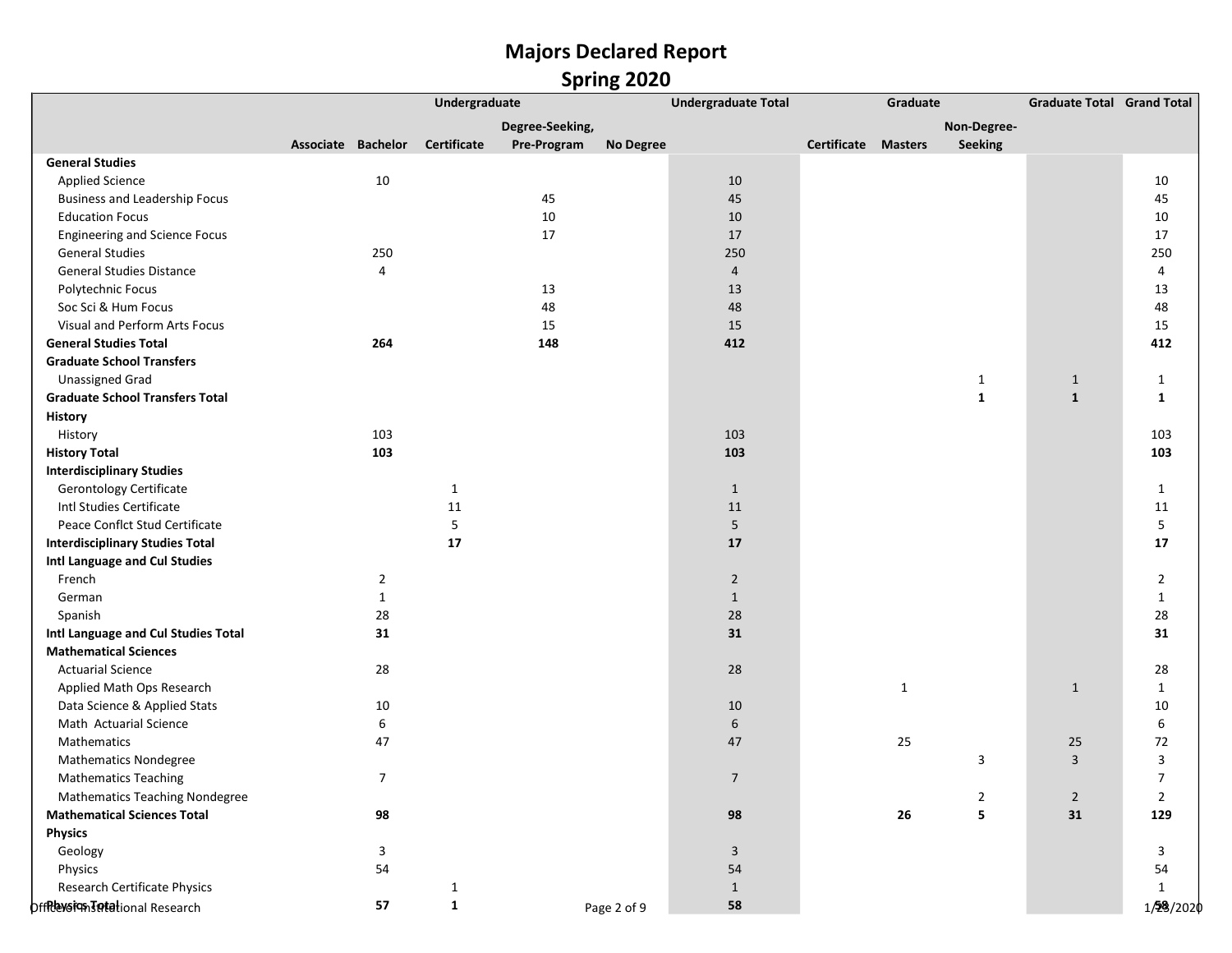# Majors Declared Report

## Spring 2020

| | Undergraduate | | | | | Undergraduate Total | Graduate | | | Graduate Total | Grand Total |
|---|---|---|---|---|---|---|---|---|---|---|---|
| | Associate | Bachelor | Certificate | Degree-Seeking, Pre-Program | No Degree | | Certificate | Masters | Non-Degree-Seeking | | |
| **General Studies** | | | | | | | | | | | |
| Applied Science | | 10 | | | | 10 | | | | | 10 |
| Business and Leadership Focus | | | | 45 | | 45 | | | | | 45 |
| Education Focus | | | | 10 | | 10 | | | | | 10 |
| Engineering and Science Focus | | | | 17 | | 17 | | | | | 17 |
| General Studies | | 250 | | | | 250 | | | | | 250 |
| General Studies Distance | | 4 | | | | 4 | | | | | 4 |
| Polytechnic Focus | | | | 13 | | 13 | | | | | 13 |
| Soc Sci & Hum Focus | | | | 48 | | 48 | | | | | 48 |
| Visual and Perform Arts Focus | | | | 15 | | 15 | | | | | 15 |
| **General Studies Total** | | **264** | | **148** | | **412** | | | | | **412** |
| **Graduate School Transfers** | | | | | | | | | | | |
| Unassigned Grad | | | | | | | | | 1 | 1 | 1 |
| **Graduate School Transfers Total** | | | | | | | | | **1** | **1** | **1** |
| **History** | | | | | | | | | | | |
| History | | 103 | | | | 103 | | | | | 103 |
| **History Total** | | **103** | | | | **103** | | | | | **103** |
| **Interdisciplinary Studies** | | | | | | | | | | | |
| Gerontology Certificate | | | 1 | | | 1 | | | | | 1 |
| Intl Studies Certificate | | | 11 | | | 11 | | | | | 11 |
| Peace Conflct Stud Certificate | | | 5 | | | 5 | | | | | 5 |
| **Interdisciplinary Studies Total** | | | **17** | | | **17** | | | | | **17** |
| **Intl Language and Cul Studies** | | | | | | | | | | | |
| French | | 2 | | | | 2 | | | | | 2 |
| German | | 1 | | | | 1 | | | | | 1 |
| Spanish | | 28 | | | | 28 | | | | | 28 |
| **Intl Language and Cul Studies Total** | | **31** | | | | **31** | | | | | **31** |
| **Mathematical Sciences** | | | | | | | | | | | |
| Actuarial Science | | 28 | | | | 28 | | | | | 28 |
| Applied Math Ops Research | | | | | | | | 1 | | 1 | 1 |
| Data Science & Applied Stats | | 10 | | | | 10 | | | | | 10 |
| Math Actuarial Science | | 6 | | | | 6 | | | | | 6 |
| Mathematics | | 47 | | | | 47 | | 25 | | 25 | 72 |
| Mathematics Nondegree | | | | | | | | | 3 | 3 | 3 |
| Mathematics Teaching | | 7 | | | | 7 | | | | | 7 |
| Mathematics Teaching Nondegree | | | | | | | | | 2 | 2 | 2 |
| **Mathematical Sciences Total** | | **98** | | | | **98** | | **26** | **5** | **31** | **129** |
| **Physics** | | | | | | | | | | | |
| Geology | | 3 | | | | 3 | | | | | 3 |
| Physics | | 54 | | | | 54 | | | | | 54 |
| Research Certificate Physics | | | 1 | | | 1 | | | | | 1 |
| **Physics Total** | | **57** | **1** | | | **58** | | | | | **58** |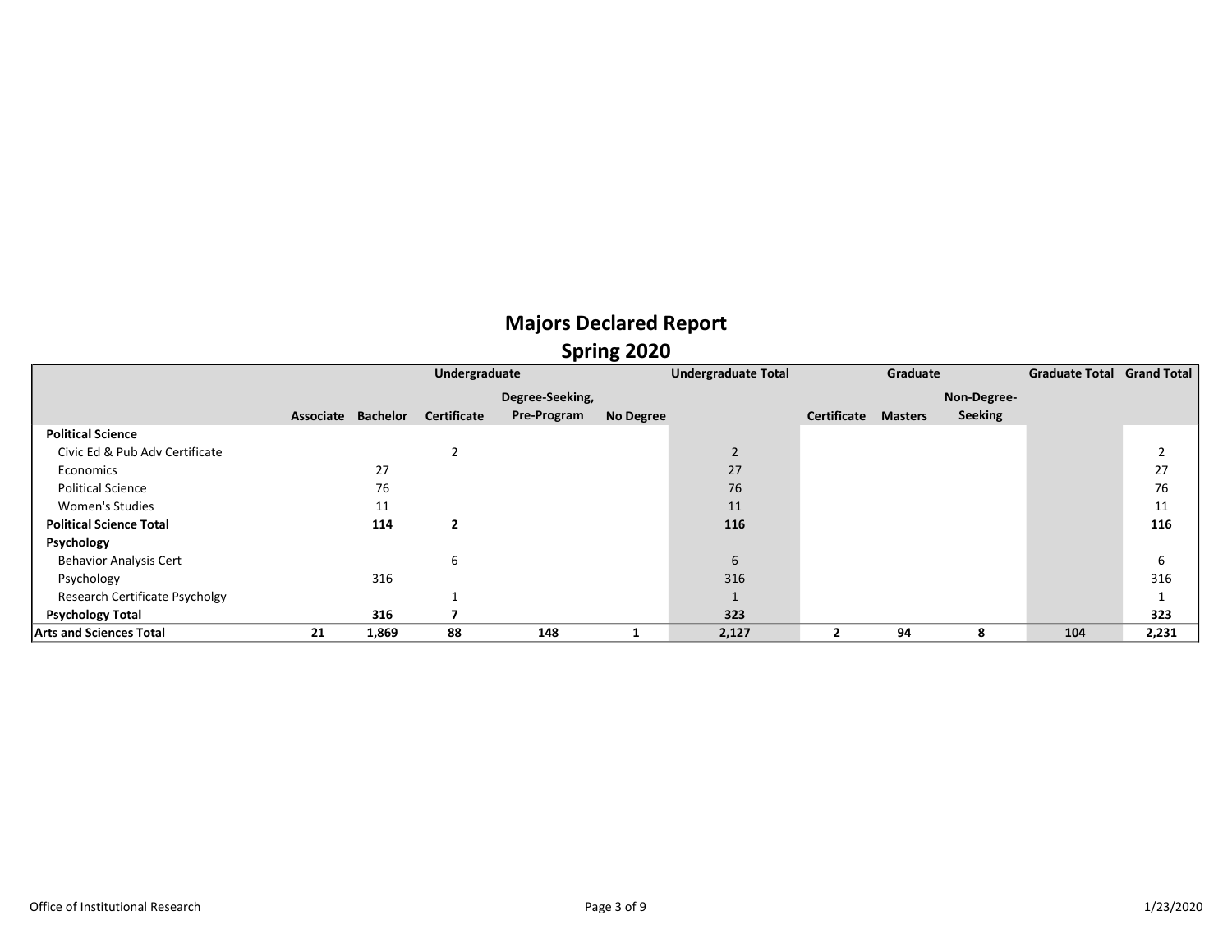# Majors Declared Report

## Spring 2020

| | Undergraduate | | | | | Undergraduate Total | Graduate | | | Graduate Total | Grand Total |
|---|---|---|---|---|---|---|---|---|---|---|---|
| | Associate | Bachelor | Certificate | Degree-Seeking, Pre-Program | No Degree | | Certificate | Masters | Non-Degree-Seeking | | |
| **Political Science** | | | | | | | | | | | |
| Civic Ed & Pub Adv Certificate | | | 2 | | | 2 | | | | | 2 |
| Economics | | 27 | | | | 27 | | | | | 27 |
| Political Science | | 76 | | | | 76 | | | | | 76 |
| Women's Studies | | 11 | | | | 11 | | | | | 11 |
| **Political Science Total** | | **114** | **2** | | | **116** | | | | | **116** |
| **Psychology** | | | | | | | | | | | |
| Behavior Analysis Cert | | | 6 | | | 6 | | | | | 6 |
| Psychology | | 316 | | | | 316 | | | | | 316 |
| Research Certificate Psycholgy | | | 1 | | | 1 | | | | | 1 |
| **Psychology Total** | | **316** | **7** | | | **323** | | | | | **323** |
| **Arts and Sciences Total** | **21** | **1,869** | **88** | **148** | **1** | **2,127** | **2** | **94** | **8** | **104** | **2,231** |

Office of Institutional Research

1/23/2020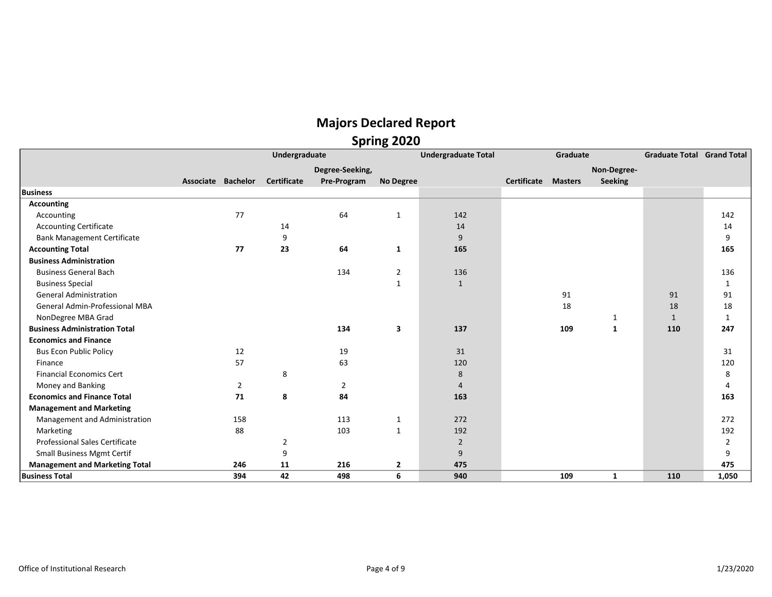# Majors Declared Report

## Spring 2020

| | Undergraduate | | | | | Undergraduate Total | Graduate | | | Graduate Total | Grand Total |
|---|---|---|---|---|---|---|---|---|---|---|---|
| | Associate | Bachelor | Certificate | Degree-Seeking, Pre-Program | No Degree | | Certificate | Masters | Non-Degree-Seeking | | |
| **Business** | | | | | | | | | | | |
| **Accounting** | | | | | | | | | | | |
| Accounting | | 77 | | 64 | 1 | 142 | | | | | 142 |
| Accounting Certificate | | | 14 | | | 14 | | | | | 14 |
| Bank Management Certificate | | | 9 | | | 9 | | | | | 9 |
| **Accounting Total** | | **77** | **23** | **64** | **1** | **165** | | | | | **165** |
| **Business Administration** | | | | | | | | | | | |
| Business General Bach | | | | 134 | 2 | 136 | | | | | 136 |
| Business Special | | | | | 1 | 1 | | | | | 1 |
| General Administration | | | | | | | | 91 | | 91 | 91 |
| General Admin-Professional MBA | | | | | | | | 18 | | 18 | 18 |
| NonDegree MBA Grad | | | | | | | | | 1 | 1 | 1 |
| **Business Administration Total** | | | | **134** | **3** | **137** | | **109** | **1** | **110** | **247** |
| **Economics and Finance** | | | | | | | | | | | |
| Bus Econ Public Policy | | 12 | | 19 | | 31 | | | | | 31 |
| Finance | | 57 | | 63 | | 120 | | | | | 120 |
| Financial Economics Cert | | | 8 | | | 8 | | | | | 8 |
| Money and Banking | | 2 | | 2 | | 4 | | | | | 4 |
| **Economics and Finance Total** | | **71** | **8** | **84** | | **163** | | | | | **163** |
| **Management and Marketing** | | | | | | | | | | | |
| Management and Administration | | 158 | | 113 | 1 | 272 | | | | | 272 |
| Marketing | | 88 | | 103 | 1 | 192 | | | | | 192 |
| Professional Sales Certificate | | | 2 | | | 2 | | | | | 2 |
| Small Business Mgmt Certif | | | 9 | | | 9 | | | | | 9 |
| **Management and Marketing Total** | | **246** | **11** | **216** | **2** | **475** | | | | | **475** |
| **Business Total** | | **394** | **42** | **498** | **6** | **940** | | **109** | **1** | **110** | **1,050** |

Office of Institutional Research 1/23/2020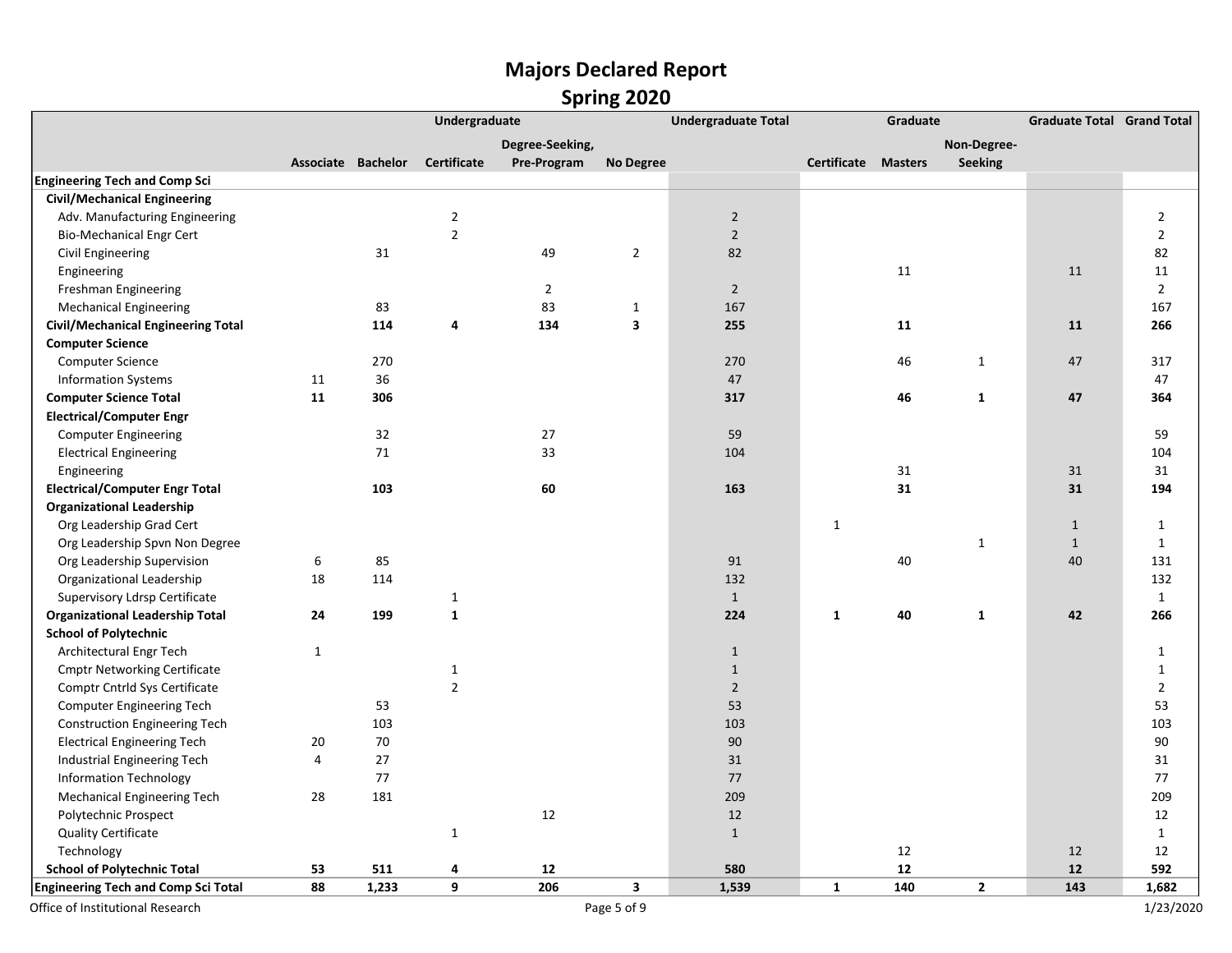# Majors Declared Report

## Spring 2020

| | Undergraduate | | | | | Undergraduate Total | Graduate | | | Graduate Total | Grand Total |
|---|---|---|---|---|---|---|---|---|---|---|---|
| | Associate | Bachelor | Certificate | Degree-Seeking, Pre-Program | No Degree | | Certificate | Masters | Non-Degree-Seeking | | |
| **Engineering Tech and Comp Sci** | | | | | | | | | | | |
| **Civil/Mechanical Engineering** | | | | | | | | | | | |
| Adv. Manufacturing Engineering | | | 2 | | | 2 | | | | | 2 |
| Bio-Mechanical Engr Cert | | | 2 | | | 2 | | | | | 2 |
| Civil Engineering | | 31 | | 49 | 2 | 82 | | | | | 82 |
| Engineering | | | | | | | | 11 | | 11 | 11 |
| Freshman Engineering | | | | 2 | | 2 | | | | | 2 |
| Mechanical Engineering | | 83 | | 83 | 1 | 167 | | | | | 167 |
| **Civil/Mechanical Engineering Total** | | **114** | **4** | **134** | **3** | **255** | | **11** | | **11** | **266** |
| **Computer Science** | | | | | | | | | | | |
| Computer Science | | 270 | | | | 270 | | 46 | 1 | 47 | 317 |
| Information Systems | 11 | 36 | | | | 47 | | | | | 47 |
| **Computer Science Total** | **11** | **306** | | | | **317** | | **46** | **1** | **47** | **364** |
| **Electrical/Computer Engr** | | | | | | | | | | | |
| Computer Engineering | | 32 | | 27 | | 59 | | | | | 59 |
| Electrical Engineering | | 71 | | 33 | | 104 | | | | | 104 |
| Engineering | | | | | | | | 31 | | 31 | 31 |
| **Electrical/Computer Engr Total** | | **103** | | **60** | | **163** | | **31** | | **31** | **194** |
| **Organizational Leadership** | | | | | | | | | | | |
| Org Leadership Grad Cert | | | | | | | 1 | | | 1 | 1 |
| Org Leadership Spvn Non Degree | | | | | | | | | 1 | 1 | 1 |
| Org Leadership Supervision | 6 | 85 | | | | 91 | | 40 | | 40 | 131 |
| Organizational Leadership | 18 | 114 | | | | 132 | | | | | 132 |
| Supervisory Ldrsp Certificate | | | 1 | | | 1 | | | | | 1 |
| **Organizational Leadership Total** | **24** | **199** | **1** | | | **224** | **1** | **40** | **1** | **42** | **266** |
| **School of Polytechnic** | | | | | | | | | | | |
| Architectural Engr Tech | 1 | | | | | 1 | | | | | 1 |
| Cmptr Networking Certificate | | | 1 | | | 1 | | | | | 1 |
| Comptr Cntrld Sys Certificate | | | 2 | | | 2 | | | | | 2 |
| Computer Engineering Tech | | 53 | | | | 53 | | | | | 53 |
| Construction Engineering Tech | | 103 | | | | 103 | | | | | 103 |
| Electrical Engineering Tech | 20 | 70 | | | | 90 | | | | | 90 |
| Industrial Engineering Tech | 4 | 27 | | | | 31 | | | | | 31 |
| Information Technology | | 77 | | | | 77 | | | | | 77 |
| Mechanical Engineering Tech | 28 | 181 | | | | 209 | | | | | 209 |
| Polytechnic Prospect | | | | 12 | | 12 | | | | | 12 |
| Quality Certificate | | | 1 | | | 1 | | | | | 1 |
| Technology | | | | | | | | 12 | | 12 | 12 |
| **School of Polytechnic Total** | **53** | **511** | **4** | **12** | | **580** | | **12** | | **12** | **592** |
| **Engineering Tech and Comp Sci Total** | **88** | **1,233** | **9** | **206** | **3** | **1,539** | **1** | **140** | **2** | **143** | **1,682** |

Office of Institutional Research

1/23/2020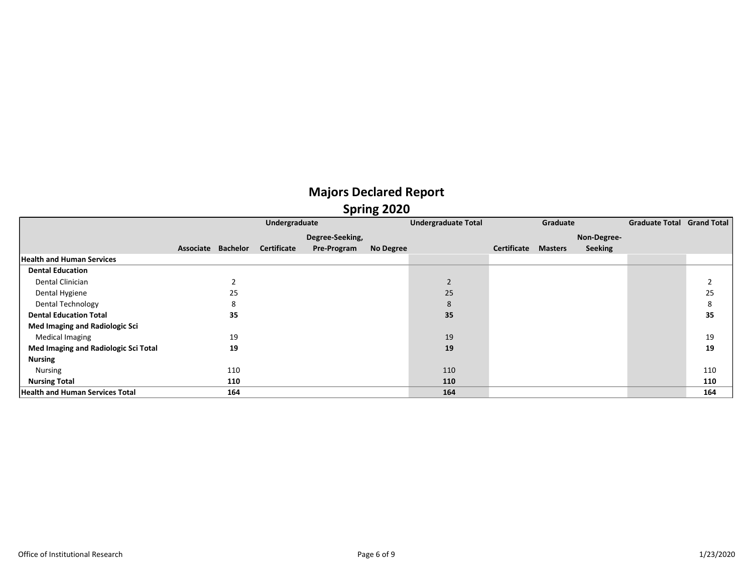# Majors Declared Report

## Spring 2020

| | Undergraduate | | | | | Undergraduate Total | Graduate | | | Graduate Total | Grand Total |
|---|---|---|---|---|---|---|---|---|---|---|---|
| | Associate | Bachelor | Certificate | Degree-Seeking, Pre-Program | No Degree | | Certificate | Masters | Non-Degree-Seeking | | |
| **Health and Human Services** | | | | | | | | | | | |
| **Dental Education** | | | | | | | | | | | |
| Dental Clinician | | 2 | | | | 2 | | | | | 2 |
| Dental Hygiene | | 25 | | | | 25 | | | | | 25 |
| Dental Technology | | 8 | | | | 8 | | | | | 8 |
| **Dental Education Total** | | **35** | | | | **35** | | | | | **35** |
| **Med Imaging and Radiologic Sci** | | | | | | | | | | | |
| Medical Imaging | | 19 | | | | 19 | | | | | 19 |
| **Med Imaging and Radiologic Sci Total** | | **19** | | | | **19** | | | | | **19** |
| **Nursing** | | | | | | | | | | | |
| Nursing | | 110 | | | | 110 | | | | | 110 |
| **Nursing Total** | | **110** | | | | **110** | | | | | **110** |
| **Health and Human Services Total** | | **164** | | | | **164** | | | | | **164** |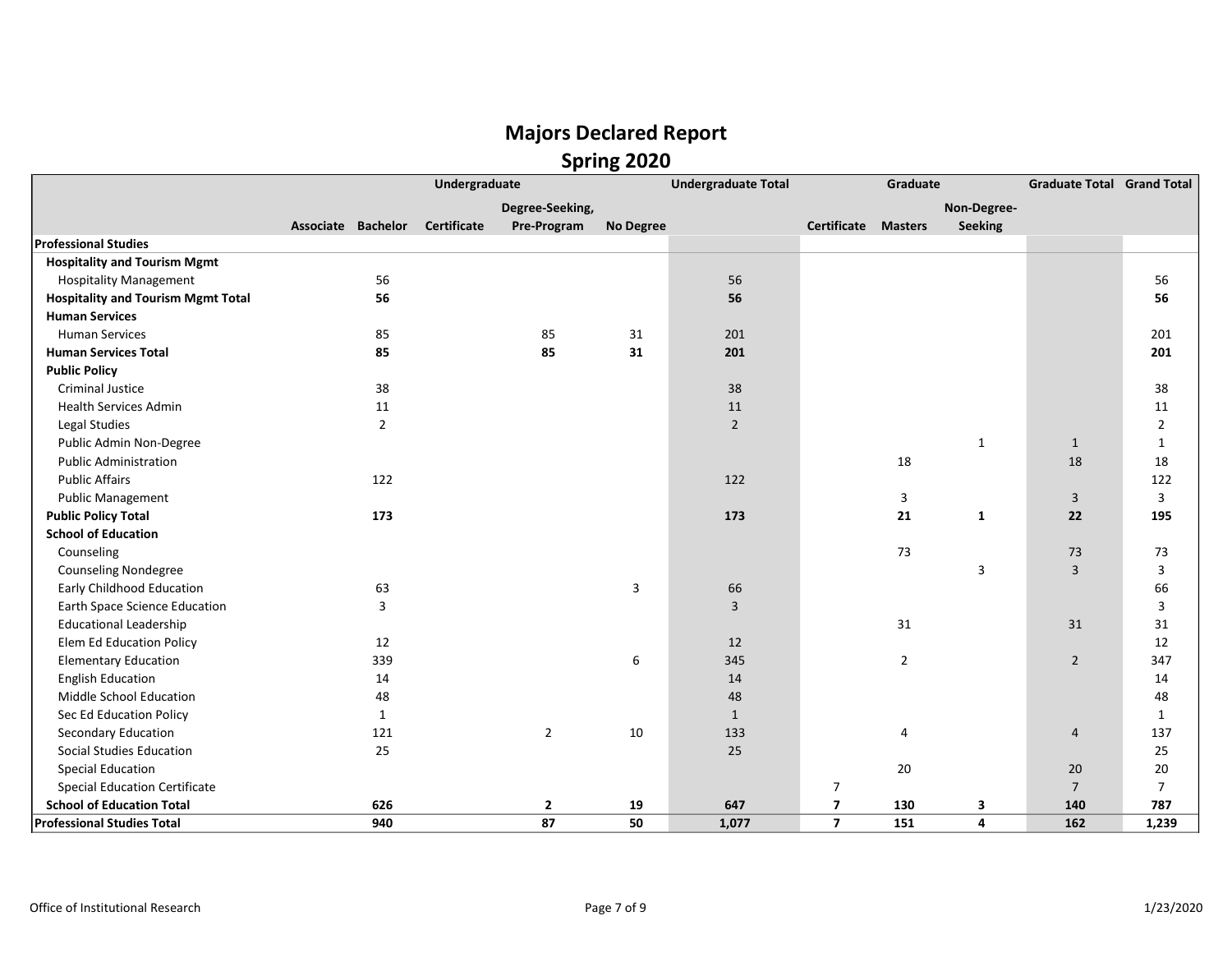# Majors Declared Report

## Spring 2020

| | Undergraduate | | | | | Undergraduate Total | Graduate | | | Graduate Total | Grand Total |
|---|---|---|---|---|---|---|---|---|---|---|---|
| | Associate | Bachelor | Certificate | Degree-Seeking, Pre-Program | No Degree | | Certificate | Masters | Non-Degree-Seeking | | |
| **Professional Studies** | | | | | | | | | | | |
| **Hospitality and Tourism Mgmt** | | | | | | | | | | | |
| Hospitality Management | | 56 | | | | 56 | | | | | 56 |
| **Hospitality and Tourism Mgmt Total** | | **56** | | | | **56** | | | | | **56** |
| **Human Services** | | | | | | | | | | | |
| Human Services | | 85 | | 85 | 31 | 201 | | | | | 201 |
| **Human Services Total** | | **85** | | **85** | **31** | **201** | | | | | **201** |
| **Public Policy** | | | | | | | | | | | |
| Criminal Justice | | 38 | | | | 38 | | | | | 38 |
| Health Services Admin | | 11 | | | | 11 | | | | | 11 |
| Legal Studies | | 2 | | | | 2 | | | | | 2 |
| Public Admin Non-Degree | | | | | | | | | 1 | 1 | 1 |
| Public Administration | | | | | | | | 18 | | 18 | 18 |
| Public Affairs | | 122 | | | | 122 | | | | | 122 |
| Public Management | | | | | | | | 3 | | 3 | 3 |
| **Public Policy Total** | | **173** | | | | **173** | | **21** | **1** | **22** | **195** |
| **School of Education** | | | | | | | | | | | |
| Counseling | | | | | | | | 73 | | 73 | 73 |
| Counseling Nondegree | | | | | | | | | 3 | 3 | 3 |
| Early Childhood Education | | 63 | | | 3 | 66 | | | | | 66 |
| Earth Space Science Education | | 3 | | | | 3 | | | | | 3 |
| Educational Leadership | | | | | | | | 31 | | 31 | 31 |
| Elem Ed Education Policy | | 12 | | | | 12 | | | | | 12 |
| Elementary Education | | 339 | | | 6 | 345 | | 2 | | 2 | 347 |
| English Education | | 14 | | | | 14 | | | | | 14 |
| Middle School Education | | 48 | | | | 48 | | | | | 48 |
| Sec Ed Education Policy | | 1 | | | | 1 | | | | | 1 |
| Secondary Education | | 121 | | 2 | 10 | 133 | | 4 | | 4 | 137 |
| Social Studies Education | | 25 | | | | 25 | | | | | 25 |
| Special Education | | | | | | | | 20 | | 20 | 20 |
| Special Education Certificate | | | | | | | 7 | | | 7 | 7 |
| **School of Education Total** | | **626** | | **2** | **19** | **647** | **7** | **130** | **3** | **140** | **787** |
| **Professional Studies Total** | | **940** | | **87** | **50** | **1,077** | **7** | **151** | **4** | **162** | **1,239** |

Office of Institutional Research

1/23/2020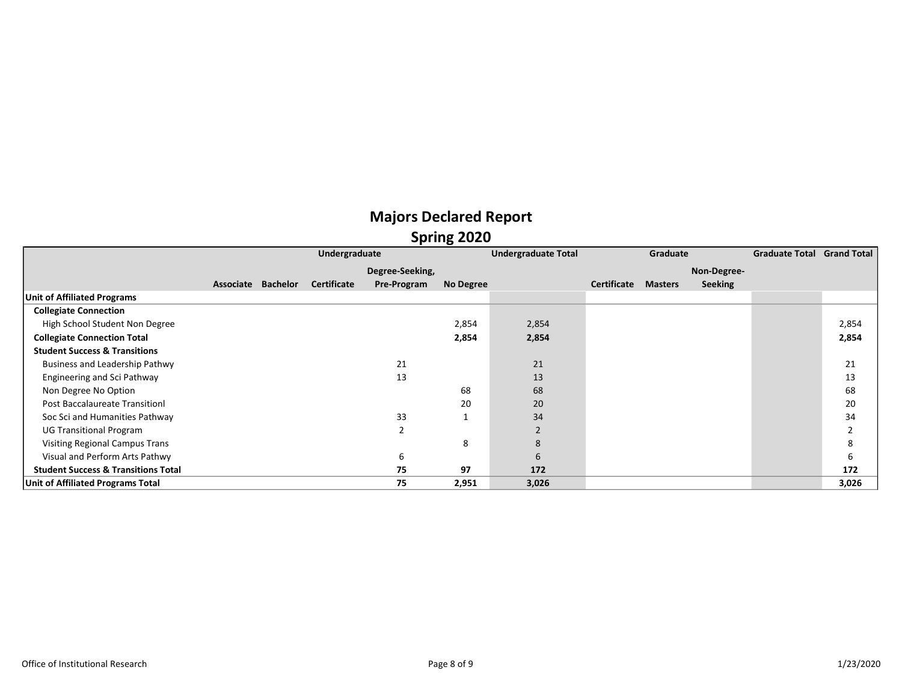# Majors Declared Report
## Spring 2020

| | Undergraduate | | | | | Undergraduate Total | Graduate | | | Graduate Total | Grand Total |
|---|---|---|---|---|---|---|---|---|---|---|---|
| | Associate | Bachelor | Certificate | Degree-Seeking, Pre-Program | No Degree | | Certificate | Masters | Non-Degree-Seeking | | |
| **Unit of Affiliated Programs** | | | | | | | | | | | |
| **Collegiate Connection** | | | | | | | | | | | |
| High School Student Non Degree | | | | | 2,854 | 2,854 | | | | | 2,854 |
| **Collegiate Connection Total** | | | | | **2,854** | **2,854** | | | | | **2,854** |
| **Student Success & Transitions** | | | | | | | | | | | |
| Business and Leadership Pathwy | | | | 21 | | 21 | | | | | 21 |
| Engineering and Sci Pathway | | | | 13 | | 13 | | | | | 13 |
| Non Degree No Option | | | | | 68 | 68 | | | | | 68 |
| Post Baccalaureate Transitionl | | | | | 20 | 20 | | | | | 20 |
| Soc Sci and Humanities Pathway | | | | 33 | 1 | 34 | | | | | 34 |
| UG Transitional Program | | | | 2 | | 2 | | | | | 2 |
| Visiting Regional Campus Trans | | | | | 8 | 8 | | | | | 8 |
| Visual and Perform Arts Pathwy | | | | 6 | | 6 | | | | | 6 |
| **Student Success & Transitions Total** | | | | **75** | **97** | **172** | | | | | **172** |
| **Unit of Affiliated Programs Total** | | | | **75** | **2,951** | **3,026** | | | | | **3,026** |

Office of Institutional Research

1/23/2020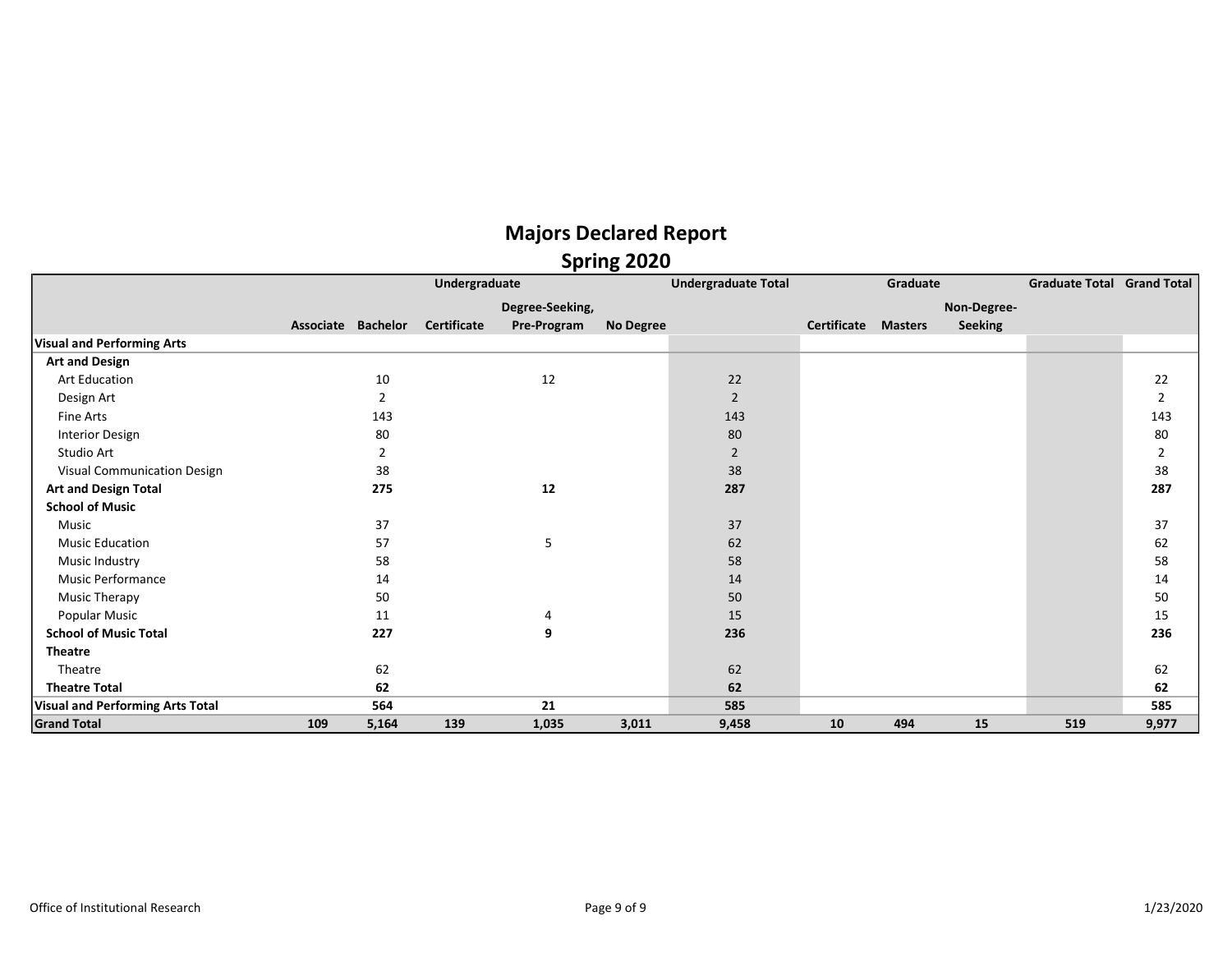# Majors Declared Report

## Spring 2020

| | Undergraduate | | | | | Undergraduate Total | Graduate | | | Graduate Total | Grand Total |
|---|---|---|---|---|---|---|---|---|---|---|---|
| | Associate | Bachelor | Certificate | Degree-Seeking, Pre-Program | No Degree | | Certificate | Masters | Non-Degree-Seeking | | |
| **Visual and Performing Arts** | | | | | | | | | | | |
| **Art and Design** | | | | | | | | | | | |
| Art Education | | 10 | | 12 | | 22 | | | | | 22 |
| Design Art | | 2 | | | | 2 | | | | | 2 |
| Fine Arts | | 143 | | | | 143 | | | | | 143 |
| Interior Design | | 80 | | | | 80 | | | | | 80 |
| Studio Art | | 2 | | | | 2 | | | | | 2 |
| Visual Communication Design | | 38 | | | | 38 | | | | | 38 |
| **Art and Design Total** | | **275** | | **12** | | **287** | | | | | **287** |
| **School of Music** | | | | | | | | | | | |
| Music | | 37 | | | | 37 | | | | | 37 |
| Music Education | | 57 | | 5 | | 62 | | | | | 62 |
| Music Industry | | 58 | | | | 58 | | | | | 58 |
| Music Performance | | 14 | | | | 14 | | | | | 14 |
| Music Therapy | | 50 | | | | 50 | | | | | 50 |
| Popular Music | | 11 | | 4 | | 15 | | | | | 15 |
| **School of Music Total** | | **227** | | **9** | | **236** | | | | | **236** |
| **Theatre** | | | | | | | | | | | |
| Theatre | | 62 | | | | 62 | | | | | 62 |
| **Theatre Total** | | **62** | | | | **62** | | | | | **62** |
| **Visual and Performing Arts Total** | | **564** | | **21** | | **585** | | | | | **585** |
| **Grand Total** | **109** | **5,164** | **139** | **1,035** | **3,011** | **9,458** | **10** | **494** | **15** | **519** | **9,977** |

Office of Institutional Research

1/23/2020